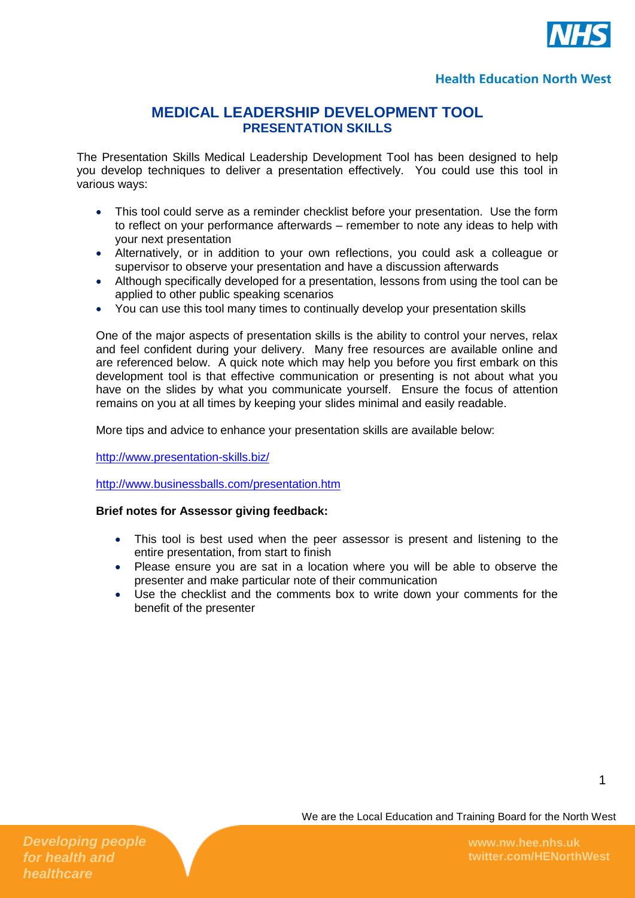# MEDICAL LEADERSHIP DEVELOPMENT TOOL

## PRESENTATION SKILLS

The Presentation Skills Medical Leadership Development Tool has been designed to help you develop techniques to deliver a presentation effectively. You could use this tool in various ways:

- This tool could serve as a reminder checklist before your presentation. Use the form to reflect on your performance afterwards – remember to note any ideas to help with your next presentation
- Alternatively, or in addition to your own reflections, you could ask a colleague or supervisor to observe your presentation and have a discussion afterwards
- Although specifically developed for a presentation, lessons from using the tool can be applied to other public speaking scenarios
- You can use this tool many times to continually develop your presentation skills

One of the major aspects of presentation skills is the ability to control your nerves, relax and feel confident during your delivery. Many free resources are available online and are referenced below. A quick note which may help you before you first embark on this development tool is that effective communication or presenting is not about what you have on the slides by what you communicate yourself. Ensure the focus of attention remains on you at all times by keeping your slides minimal and easily readable.

More tips and advice to enhance your presentation skills are available below:

http://www.presentation-skills.biz/

http://www.businessballs.com/presentation.htm

**Brief notes for Assessor giving feedback:**

- This tool is best used when the peer assessor is present and listening to the entire presentation, from start to finish
- Please ensure you are sat in a location where you will be able to observe the presenter and make particular note of their communication
- Use the checklist and the comments box to write down your comments for the benefit of the presenter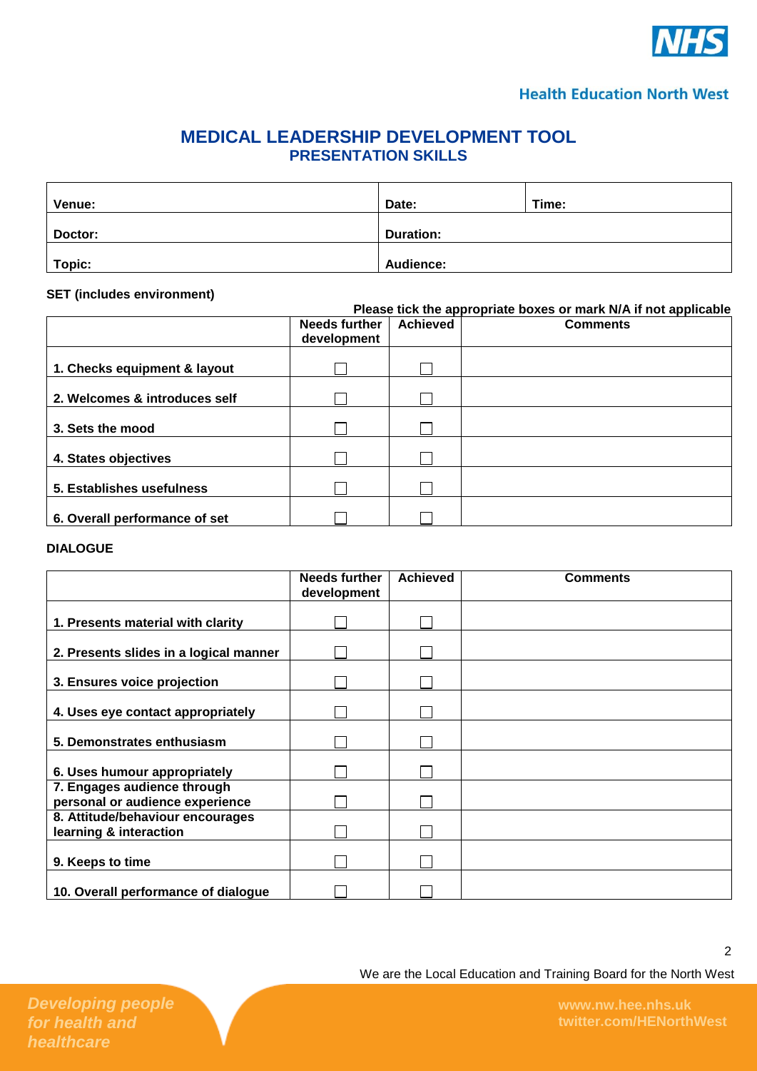Health Education North West

# MEDICAL LEADERSHIP DEVELOPMENT TOOL

## PRESENTATION SKILLS

| Venue: | Date: | Time: |
|---|---|---|
| Doctor: | Duration: | |
| Topic: | Audience: | |

**SET (includes environment)**

**Please tick the appropriate boxes or mark N/A if not applicable**

| | Needs further development | Achieved | Comments |
|---|---|---|---|
| 1. Checks equipment & layout | ☐ | ☐ | |
| 2. Welcomes & introduces self | ☐ | ☐ | |
| 3. Sets the mood | ☐ | ☐ | |
| 4. States objectives | ☐ | ☐ | |
| 5. Establishes usefulness | ☐ | ☐ | |
| 6. Overall performance of set | ☐ | ☐ | |

**DIALOGUE**

| | Needs further development | Achieved | Comments |
|---|---|---|---|
| 1. Presents material with clarity | ☐ | ☐ | |
| 2. Presents slides in a logical manner | ☐ | ☐ | |
| 3. Ensures voice projection | ☐ | ☐ | |
| 4. Uses eye contact appropriately | ☐ | ☐ | |
| 5. Demonstrates enthusiasm | ☐ | ☐ | |
| 6. Uses humour appropriately | ☐ | ☐ | |
| 7. Engages audience through personal or audience experience | ☐ | ☐ | |
| 8. Attitude/behaviour encourages learning & interaction | ☐ | ☐ | |
| 9. Keeps to time | ☐ | ☐ | |
| 10. Overall performance of dialogue | ☐ | ☐ | |

We are the Local Education and Training Board for the North West

*Developing people for health and healthcare*

www.nw.hee.nhs.uk
twitter.com/HENorthWest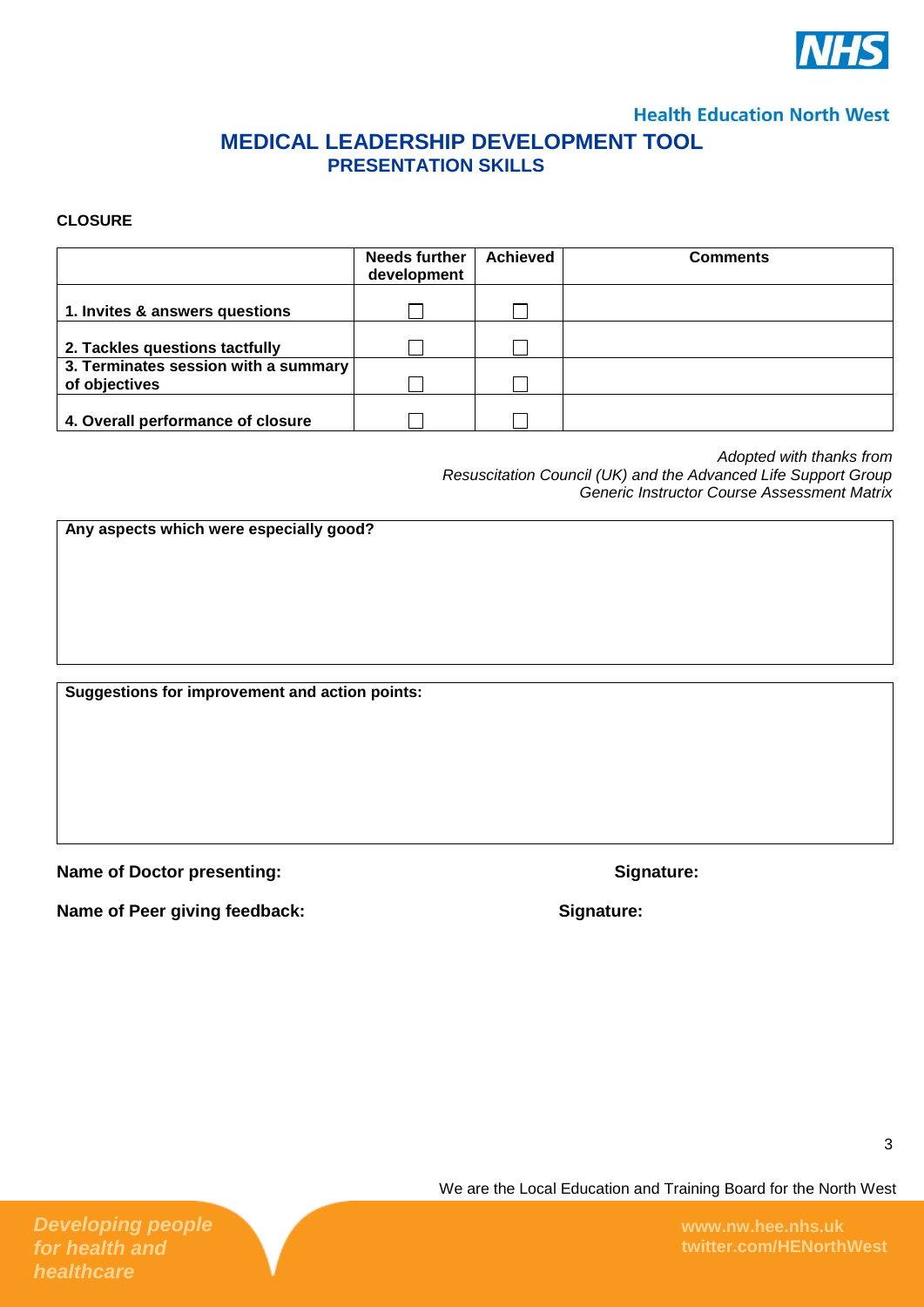Health Education North West

# MEDICAL LEADERSHIP DEVELOPMENT TOOL

## PRESENTATION SKILLS

**CLOSURE**

| | Needs further development | Achieved | Comments |
|---|---|---|---|
| **1. Invites & answers questions** | ☐ | ☐ | |
| **2. Tackles questions tactfully** | ☐ | ☐ | |
| **3. Terminates session with a summary of objectives** | ☐ | ☐ | |
| **4. Overall performance of closure** | ☐ | ☐ | |

*Adopted with thanks from*
*Resuscitation Council (UK) and the Advanced Life Support Group*
*Generic Instructor Course Assessment Matrix*

**Any aspects which were especially good?**

**Suggestions for improvement and action points:**

**Name of Doctor presenting:** **Signature:**

**Name of Peer giving feedback:** **Signature:**

We are the Local Education and Training Board for the North West

*Developing people for health and healthcare*

www.nw.hee.nhs.uk
twitter.com/HENorthWest